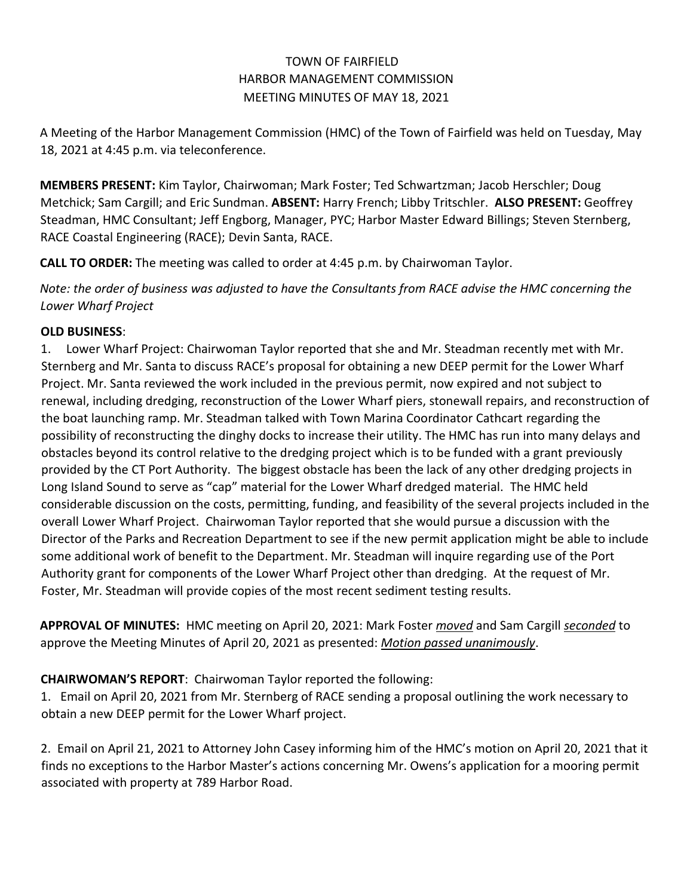# TOWN OF FAIRFIELD
## HARBOR MANAGEMENT COMMISSION
### MEETING MINUTES OF MAY 18, 2021

A Meeting of the Harbor Management Commission (HMC) of the Town of Fairfield was held on Tuesday, May 18, 2021 at 4:45 p.m. via teleconference.

**MEMBERS PRESENT:** Kim Taylor, Chairwoman; Mark Foster; Ted Schwartzman; Jacob Herschler; Doug Metchick; Sam Cargill; and Eric Sundman. **ABSENT:** Harry French; Libby Tritschler. **ALSO PRESENT:** Geoffrey Steadman, HMC Consultant; Jeff Engborg, Manager, PYC; Harbor Master Edward Billings; Steven Sternberg, RACE Coastal Engineering (RACE); Devin Santa, RACE.

**CALL TO ORDER:** The meeting was called to order at 4:45 p.m. by Chairwoman Taylor.

*Note: the order of business was adjusted to have the Consultants from RACE advise the HMC concerning the Lower Wharf Project*

**OLD BUSINESS**:

1. Lower Wharf Project: Chairwoman Taylor reported that she and Mr. Steadman recently met with Mr. Sternberg and Mr. Santa to discuss RACE's proposal for obtaining a new DEEP permit for the Lower Wharf Project. Mr. Santa reviewed the work included in the previous permit, now expired and not subject to renewal, including dredging, reconstruction of the Lower Wharf piers, stonewall repairs, and reconstruction of the boat launching ramp. Mr. Steadman talked with Town Marina Coordinator Cathcart regarding the possibility of reconstructing the dinghy docks to increase their utility. The HMC has run into many delays and obstacles beyond its control relative to the dredging project which is to be funded with a grant previously provided by the CT Port Authority. The biggest obstacle has been the lack of any other dredging projects in Long Island Sound to serve as "cap" material for the Lower Wharf dredged material. The HMC held considerable discussion on the costs, permitting, funding, and feasibility of the several projects included in the overall Lower Wharf Project. Chairwoman Taylor reported that she would pursue a discussion with the Director of the Parks and Recreation Department to see if the new permit application might be able to include some additional work of benefit to the Department. Mr. Steadman will inquire regarding use of the Port Authority grant for components of the Lower Wharf Project other than dredging. At the request of Mr. Foster, Mr. Steadman will provide copies of the most recent sediment testing results.

**APPROVAL OF MINUTES:** HMC meeting on April 20, 2021: Mark Foster *moved* and Sam Cargill *seconded* to approve the Meeting Minutes of April 20, 2021 as presented: *Motion passed unanimously*.

**CHAIRWOMAN'S REPORT**: Chairwoman Taylor reported the following:

1. Email on April 20, 2021 from Mr. Sternberg of RACE sending a proposal outlining the work necessary to obtain a new DEEP permit for the Lower Wharf project.

2. Email on April 21, 2021 to Attorney John Casey informing him of the HMC's motion on April 20, 2021 that it finds no exceptions to the Harbor Master's actions concerning Mr. Owens's application for a mooring permit associated with property at 789 Harbor Road.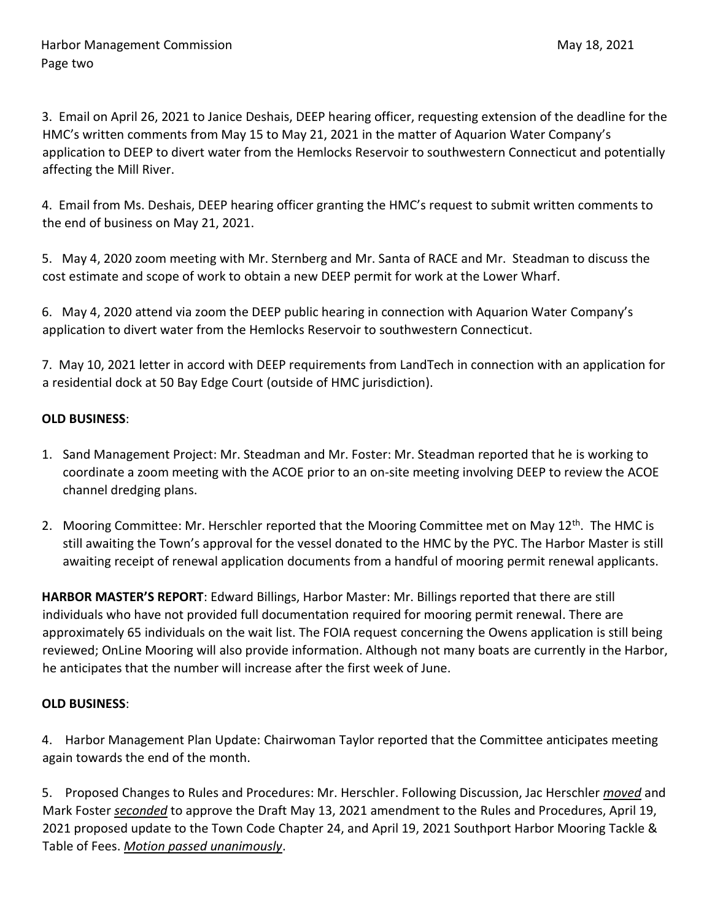3. Email on April 26, 2021 to Janice Deshais, DEEP hearing officer, requesting extension of the deadline for the HMC's written comments from May 15 to May 21, 2021 in the matter of Aquarion Water Company's application to DEEP to divert water from the Hemlocks Reservoir to southwestern Connecticut and potentially affecting the Mill River.

4. Email from Ms. Deshais, DEEP hearing officer granting the HMC's request to submit written comments to the end of business on May 21, 2021.

5. May 4, 2020 zoom meeting with Mr. Sternberg and Mr. Santa of RACE and Mr. Steadman to discuss the cost estimate and scope of work to obtain a new DEEP permit for work at the Lower Wharf.

6. May 4, 2020 attend via zoom the DEEP public hearing in connection with Aquarion Water Company's application to divert water from the Hemlocks Reservoir to southwestern Connecticut.

7. May 10, 2021 letter in accord with DEEP requirements from LandTech in connection with an application for a residential dock at 50 Bay Edge Court (outside of HMC jurisdiction).

**OLD BUSINESS**:

1. Sand Management Project: Mr. Steadman and Mr. Foster: Mr. Steadman reported that he is working to coordinate a zoom meeting with the ACOE prior to an on-site meeting involving DEEP to review the ACOE channel dredging plans.
2. Mooring Committee: Mr. Herschler reported that the Mooring Committee met on May 12th. The HMC is still awaiting the Town's approval for the vessel donated to the HMC by the PYC. The Harbor Master is still awaiting receipt of renewal application documents from a handful of mooring permit renewal applicants.

**HARBOR MASTER'S REPORT**: Edward Billings, Harbor Master: Mr. Billings reported that there are still individuals who have not provided full documentation required for mooring permit renewal. There are approximately 65 individuals on the wait list. The FOIA request concerning the Owens application is still being reviewed; OnLine Mooring will also provide information. Although not many boats are currently in the Harbor, he anticipates that the number will increase after the first week of June.

**OLD BUSINESS**:

4. Harbor Management Plan Update: Chairwoman Taylor reported that the Committee anticipates meeting again towards the end of the month.

5. Proposed Changes to Rules and Procedures: Mr. Herschler. Following Discussion, Jac Herschler ***moved*** and Mark Foster ***seconded*** to approve the Draft May 13, 2021 amendment to the Rules and Procedures, April 19, 2021 proposed update to the Town Code Chapter 24, and April 19, 2021 Southport Harbor Mooring Tackle & Table of Fees. ***Motion passed unanimously***.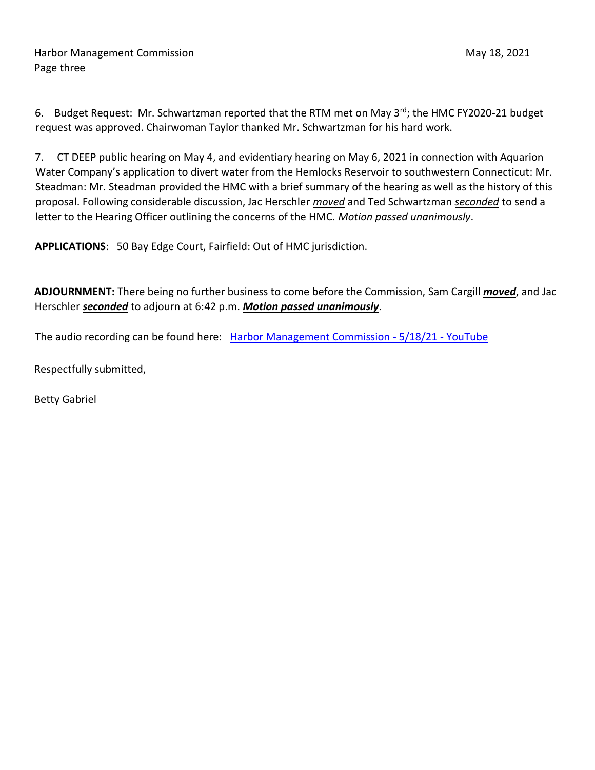6. Budget Request: Mr. Schwartzman reported that the RTM met on May 3rd; the HMC FY2020-21 budget request was approved. Chairwoman Taylor thanked Mr. Schwartzman for his hard work.

7. CT DEEP public hearing on May 4, and evidentiary hearing on May 6, 2021 in connection with Aquarion Water Company's application to divert water from the Hemlocks Reservoir to southwestern Connecticut: Mr. Steadman: Mr. Steadman provided the HMC with a brief summary of the hearing as well as the history of this proposal. Following considerable discussion, Jac Herschler *moved* and Ted Schwartzman *seconded* to send a letter to the Hearing Officer outlining the concerns of the HMC. *Motion passed unanimously*.

**APPLICATIONS**: 50 Bay Edge Court, Fairfield: Out of HMC jurisdiction.

**ADJOURNMENT:** There being no further business to come before the Commission, Sam Cargill ***moved***, and Jac Herschler ***seconded*** to adjourn at 6:42 p.m. ***Motion passed unanimously***.

The audio recording can be found here: [Harbor Management Commission - 5/18/21 - YouTube]

Respectfully submitted,

Betty Gabriel